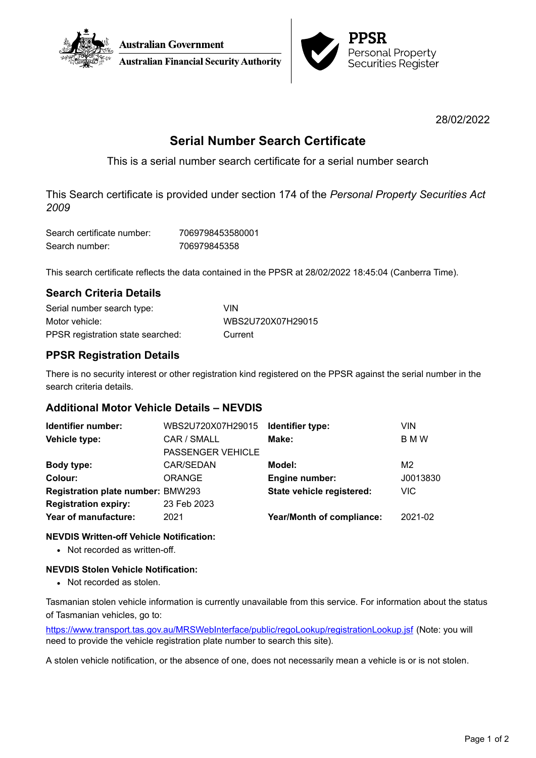**Australian Government**

**Australian Financial Security Authority**

**PPSR**
Personal Property
Securities Register

28/02/2022

# Serial Number Search Certificate

This is a serial number search certificate for a serial number search

This Search certificate is provided under section 174 of the *Personal Property Securities Act 2009*

| | |
|---|---|
| Search certificate number: | 7069798453580001 |
| Search number: | 706979845358 |

This search certificate reflects the data contained in the PPSR at 28/02/2022 18:45:04 (Canberra Time).

## Search Criteria Details

| | |
|---|---|
| Serial number search type: | VIN |
| Motor vehicle: | WBS2U720X07H29015 |
| PPSR registration state searched: | Current |

## PPSR Registration Details

There is no security interest or other registration kind registered on the PPSR against the serial number in the search criteria details.

## Additional Motor Vehicle Details – NEVDIS

| | | | |
|---|---|---|---|
| **Identifier number:** | WBS2U720X07H29015 | **Identifier type:** | VIN |
| **Vehicle type:** | CAR / SMALL PASSENGER VEHICLE | **Make:** | B M W |
| **Body type:** | CAR/SEDAN | **Model:** | M2 |
| **Colour:** | ORANGE | **Engine number:** | J0013830 |
| **Registration plate number:** | BMW293 | **State vehicle registered:** | VIC |
| **Registration expiry:** | 23 Feb 2023 | | |
| **Year of manufacture:** | 2021 | **Year/Month of compliance:** | 2021-02 |

**NEVDIS Written-off Vehicle Notification:**

- Not recorded as written-off.

**NEVDIS Stolen Vehicle Notification:**

- Not recorded as stolen.

Tasmanian stolen vehicle information is currently unavailable from this service. For information about the status of Tasmanian vehicles, go to:

https://www.transport.tas.gov.au/MRSWebInterface/public/regoLookup/registrationLookup.jsf (Note: you will need to provide the vehicle registration plate number to search this site).

A stolen vehicle notification, or the absence of one, does not necessarily mean a vehicle is or is not stolen.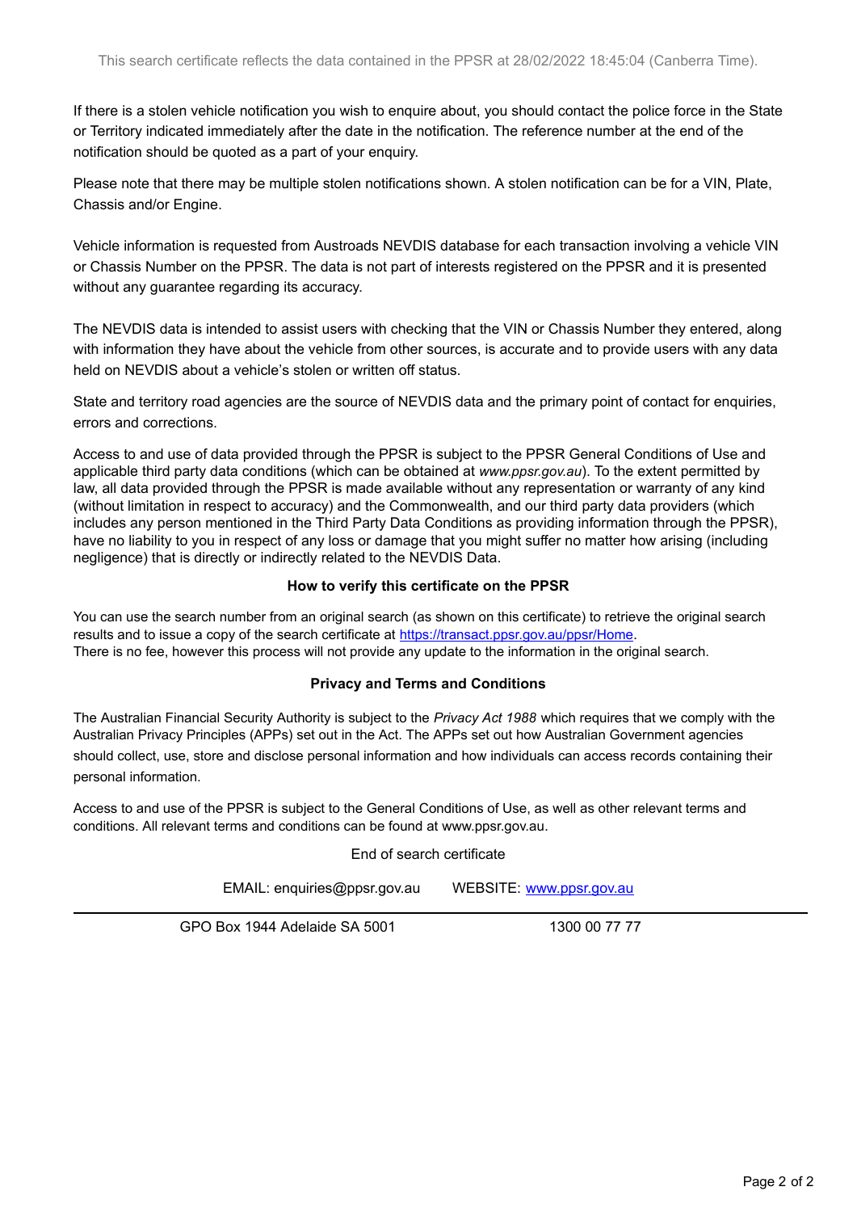This search certificate reflects the data contained in the PPSR at 28/02/2022 18:45:04 (Canberra Time).

If there is a stolen vehicle notification you wish to enquire about, you should contact the police force in the State or Territory indicated immediately after the date in the notification. The reference number at the end of the notification should be quoted as a part of your enquiry.

Please note that there may be multiple stolen notifications shown. A stolen notification can be for a VIN, Plate, Chassis and/or Engine.

Vehicle information is requested from Austroads NEVDIS database for each transaction involving a vehicle VIN or Chassis Number on the PPSR. The data is not part of interests registered on the PPSR and it is presented without any guarantee regarding its accuracy.

The NEVDIS data is intended to assist users with checking that the VIN or Chassis Number they entered, along with information they have about the vehicle from other sources, is accurate and to provide users with any data held on NEVDIS about a vehicle's stolen or written off status.

State and territory road agencies are the source of NEVDIS data and the primary point of contact for enquiries, errors and corrections.

Access to and use of data provided through the PPSR is subject to the PPSR General Conditions of Use and applicable third party data conditions (which can be obtained at *www.ppsr.gov.au*). To the extent permitted by law, all data provided through the PPSR is made available without any representation or warranty of any kind (without limitation in respect to accuracy) and the Commonwealth, and our third party data providers (which includes any person mentioned in the Third Party Data Conditions as providing information through the PPSR), have no liability to you in respect of any loss or damage that you might suffer no matter how arising (including negligence) that is directly or indirectly related to the NEVDIS Data.

**How to verify this certificate on the PPSR**

You can use the search number from an original search (as shown on this certificate) to retrieve the original search results and to issue a copy of the search certificate at https://transact.ppsr.gov.au/ppsr/Home.
There is no fee, however this process will not provide any update to the information in the original search.

**Privacy and Terms and Conditions**

The Australian Financial Security Authority is subject to the *Privacy Act 1988* which requires that we comply with the Australian Privacy Principles (APPs) set out in the Act. The APPs set out how Australian Government agencies should collect, use, store and disclose personal information and how individuals can access records containing their personal information.

Access to and use of the PPSR is subject to the General Conditions of Use, as well as other relevant terms and conditions. All relevant terms and conditions can be found at www.ppsr.gov.au.

End of search certificate

EMAIL: enquiries@ppsr.gov.au WEBSITE: www.ppsr.gov.au

GPO Box 1944 Adelaide SA 5001 1300 00 77 77